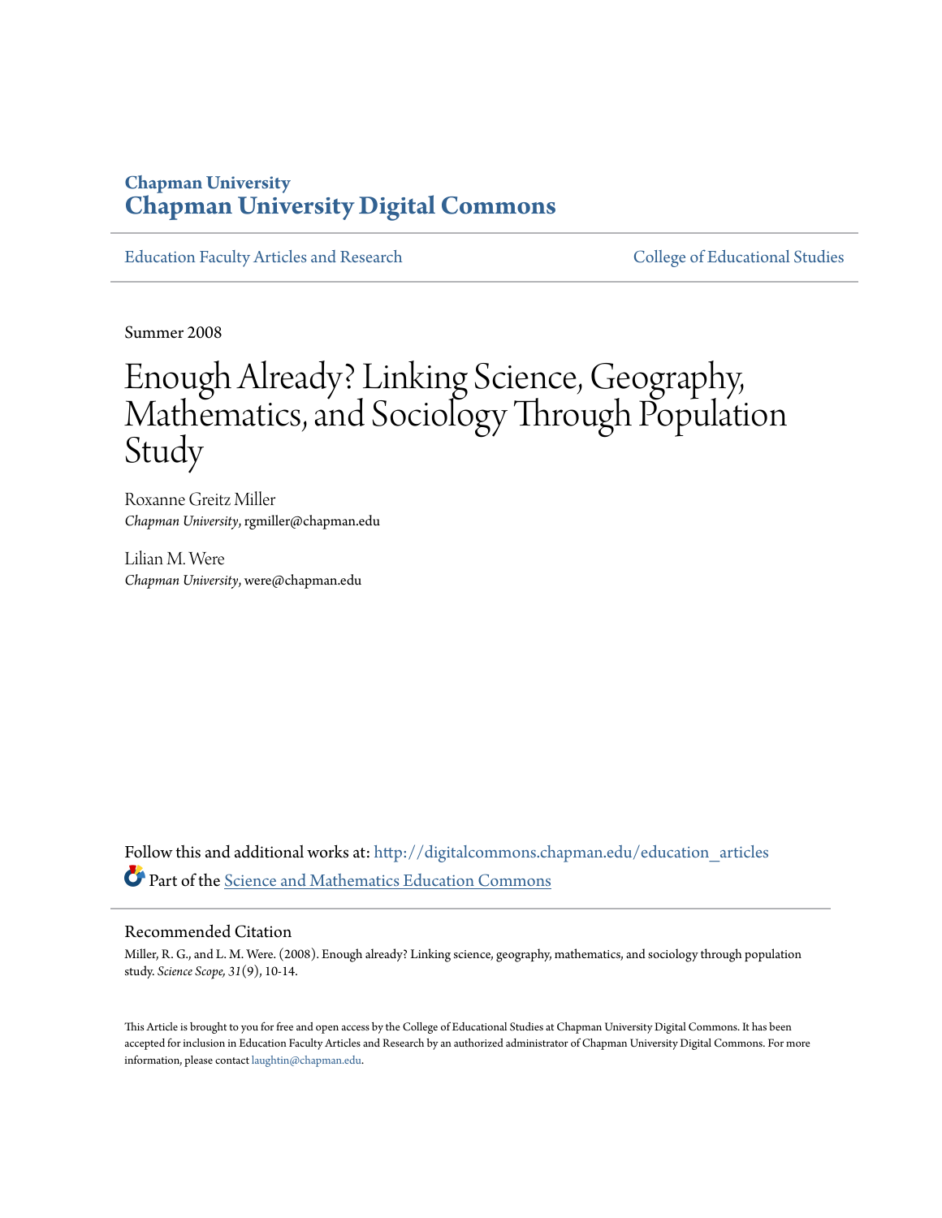# Chapman University
# Chapman University Digital Commons

Education Faculty Articles and Research | College of Educational Studies

Summer 2008

# Enough Already? Linking Science, Geography, Mathematics, and Sociology Through Population Study

Roxanne Greitz Miller
*Chapman University*, rgmiller@chapman.edu

Lilian M. Were
*Chapman University*, were@chapman.edu

Follow this and additional works at: http://digitalcommons.chapman.edu/education_articles

Part of the Science and Mathematics Education Commons

## Recommended Citation

Miller, R. G., and L. M. Were. (2008). Enough already? Linking science, geography, mathematics, and sociology through population study. *Science Scope, 31*(9), 10-14.

This Article is brought to you for free and open access by the College of Educational Studies at Chapman University Digital Commons. It has been accepted for inclusion in Education Faculty Articles and Research by an authorized administrator of Chapman University Digital Commons. For more information, please contact laughtin@chapman.edu.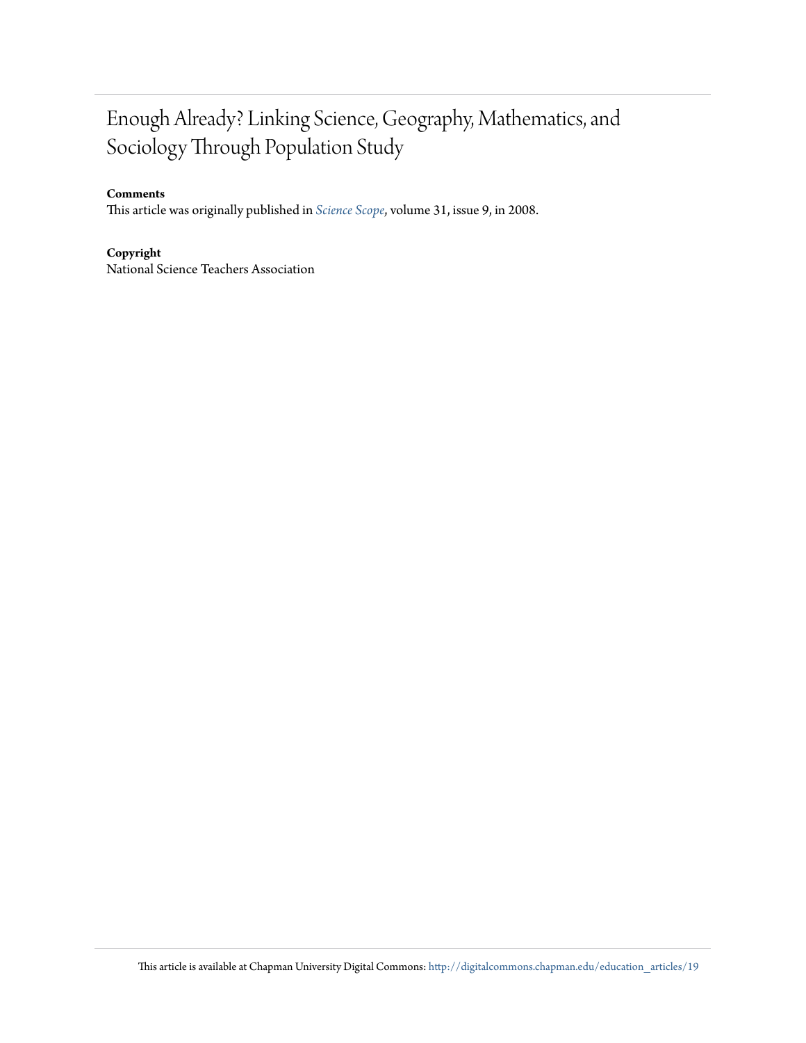# Enough Already? Linking Science, Geography, Mathematics, and Sociology Through Population Study

**Comments**

This article was originally published in *Science Scope*, volume 31, issue 9, in 2008.

**Copyright**

National Science Teachers Association

This article is available at Chapman University Digital Commons: http://digitalcommons.chapman.edu/education_articles/19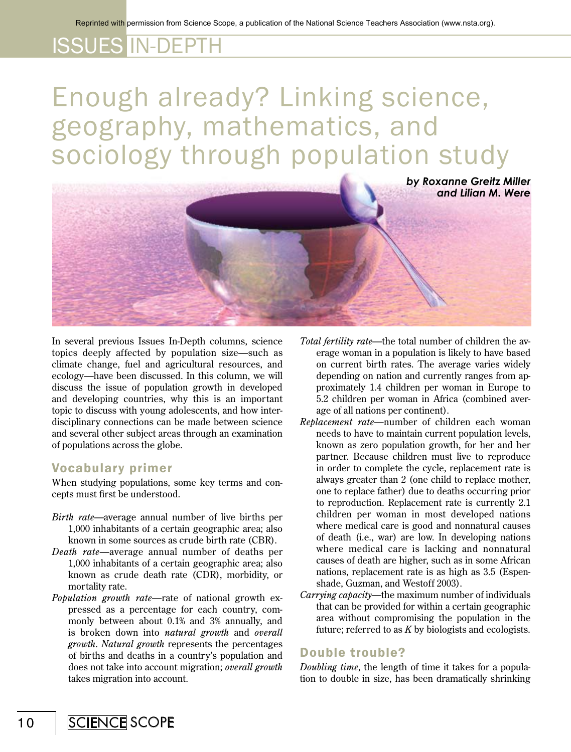Reprinted with permission from Science Scope, a publication of the National Science Teachers Association (www.nsta.org).

ISSUES IN-DEPTH

# Enough already? Linking science, geography, mathematics, and sociology through population study

***by Roxanne Greitz Miller and Lilian M. Were***

In several previous Issues In-Depth columns, science topics deeply affected by population size—such as climate change, fuel and agricultural resources, and ecology—have been discussed. In this column, we will discuss the issue of population growth in developed and developing countries, why this is an important topic to discuss with young adolescents, and how interdisciplinary connections can be made between science and several other subject areas through an examination of populations across the globe.

## Vocabulary primer

When studying populations, some key terms and concepts must first be understood.

*Birth rate*—average annual number of live births per 1,000 inhabitants of a certain geographic area; also known in some sources as crude birth rate (CBR).

*Death rate*—average annual number of deaths per 1,000 inhabitants of a certain geographic area; also known as crude death rate (CDR), morbidity, or mortality rate.

*Population growth rate*—rate of national growth expressed as a percentage for each country, commonly between about 0.1% and 3% annually, and is broken down into *natural growth* and *overall growth*. *Natural growth* represents the percentages of births and deaths in a country's population and does not take into account migration; *overall growth* takes migration into account.

*Total fertility rate*—the total number of children the average woman in a population is likely to have based on current birth rates. The average varies widely depending on nation and currently ranges from approximately 1.4 children per woman in Europe to 5.2 children per woman in Africa (combined average of all nations per continent).

*Replacement rate*—number of children each woman needs to have to maintain current population levels, known as zero population growth, for her and her partner. Because children must live to reproduce in order to complete the cycle, replacement rate is always greater than 2 (one child to replace mother, one to replace father) due to deaths occurring prior to reproduction. Replacement rate is currently 2.1 children per woman in most developed nations where medical care is good and nonnatural causes of death (i.e., war) are low. In developing nations where medical care is lacking and nonnatural causes of death are higher, such as in some African nations, replacement rate is as high as 3.5 (Espenshade, Guzman, and Westoff 2003).

*Carrying capacity*—the maximum number of individuals that can be provided for within a certain geographic area without compromising the population in the future; referred to as *K* by biologists and ecologists.

## Double trouble?

*Doubling time*, the length of time it takes for a population to double in size, has been dramatically shrinking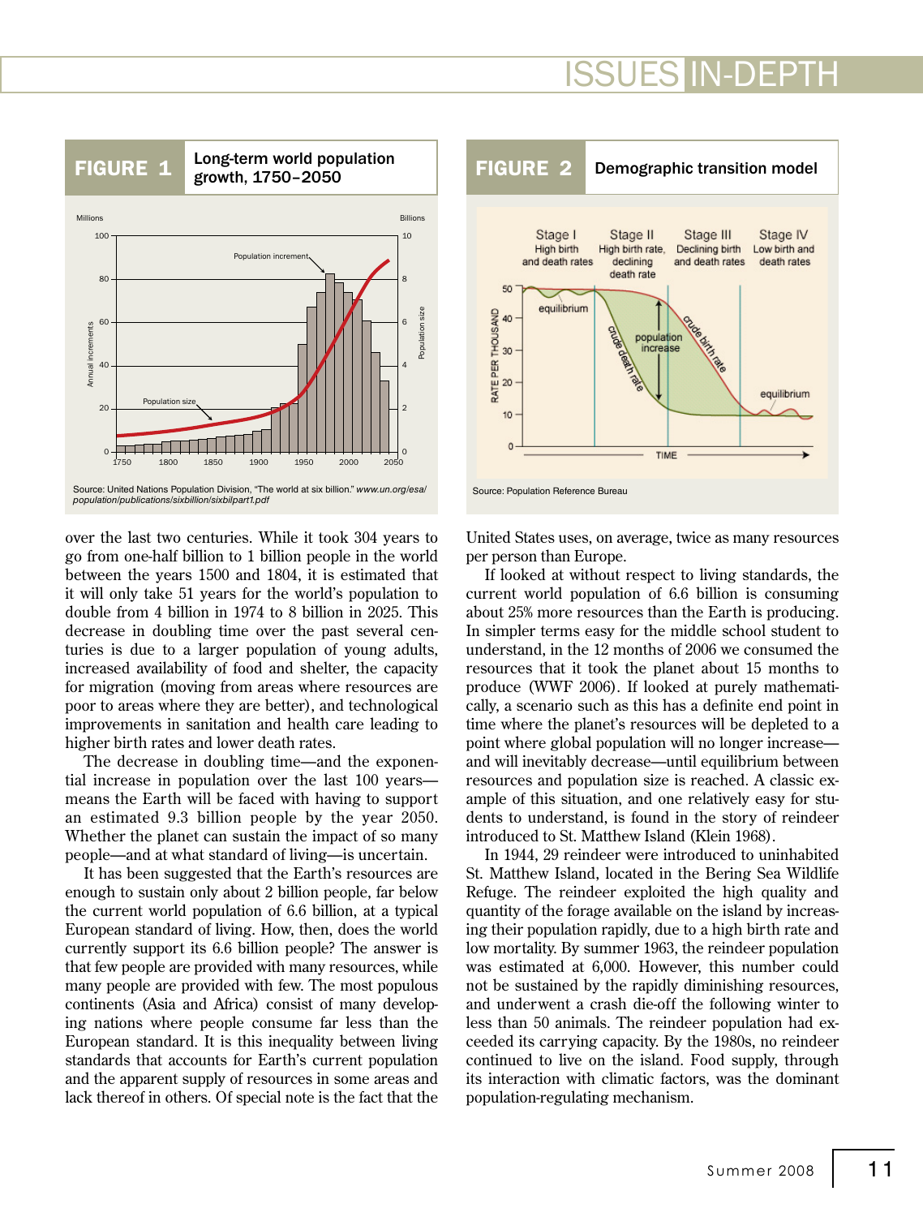**FIGURE 1** Long-term world population growth, 1750–2050

Source: United Nations Population Division, "The world at six billion." *www.un.org/esa/population/publications/sixbillion/sixbilpart1.pdf*

**FIGURE 2** Demographic transition model

Source: Population Reference Bureau

over the last two centuries. While it took 304 years to go from one-half billion to 1 billion people in the world between the years 1500 and 1804, it is estimated that it will only take 51 years for the world's population to double from 4 billion in 1974 to 8 billion in 2025. This decrease in doubling time over the past several centuries is due to a larger population of young adults, increased availability of food and shelter, the capacity for migration (moving from areas where resources are poor to areas where they are better), and technological improvements in sanitation and health care leading to higher birth rates and lower death rates.

The decrease in doubling time—and the exponential increase in population over the last 100 years—means the Earth will be faced with having to support an estimated 9.3 billion people by the year 2050. Whether the planet can sustain the impact of so many people—and at what standard of living—is uncertain.

It has been suggested that the Earth's resources are enough to sustain only about 2 billion people, far below the current world population of 6.6 billion, at a typical European standard of living. How, then, does the world currently support its 6.6 billion people? The answer is that few people are provided with many resources, while many people are provided with few. The most populous continents (Asia and Africa) consist of many developing nations where people consume far less than the European standard. It is this inequality between living standards that accounts for Earth's current population and the apparent supply of resources in some areas and lack thereof in others. Of special note is the fact that the United States uses, on average, twice as many resources per person than Europe.

If looked at without respect to living standards, the current world population of 6.6 billion is consuming about 25% more resources than the Earth is producing. In simpler terms easy for the middle school student to understand, in the 12 months of 2006 we consumed the resources that it took the planet about 15 months to produce (WWF 2006). If looked at purely mathematically, a scenario such as this has a definite end point in time where the planet's resources will be depleted to a point where global population will no longer increase—and will inevitably decrease—until equilibrium between resources and population size is reached. A classic example of this situation, and one relatively easy for students to understand, is found in the story of reindeer introduced to St. Matthew Island (Klein 1968).

In 1944, 29 reindeer were introduced to uninhabited St. Matthew Island, located in the Bering Sea Wildlife Refuge. The reindeer exploited the high quality and quantity of the forage available on the island by increasing their population rapidly, due to a high birth rate and low mortality. By summer 1963, the reindeer population was estimated at 6,000. However, this number could not be sustained by the rapidly diminishing resources, and underwent a crash die-off the following winter to less than 50 animals. The reindeer population had exceeded its carrying capacity. By the 1980s, no reindeer continued to live on the island. Food supply, through its interaction with climatic factors, was the dominant population-regulating mechanism.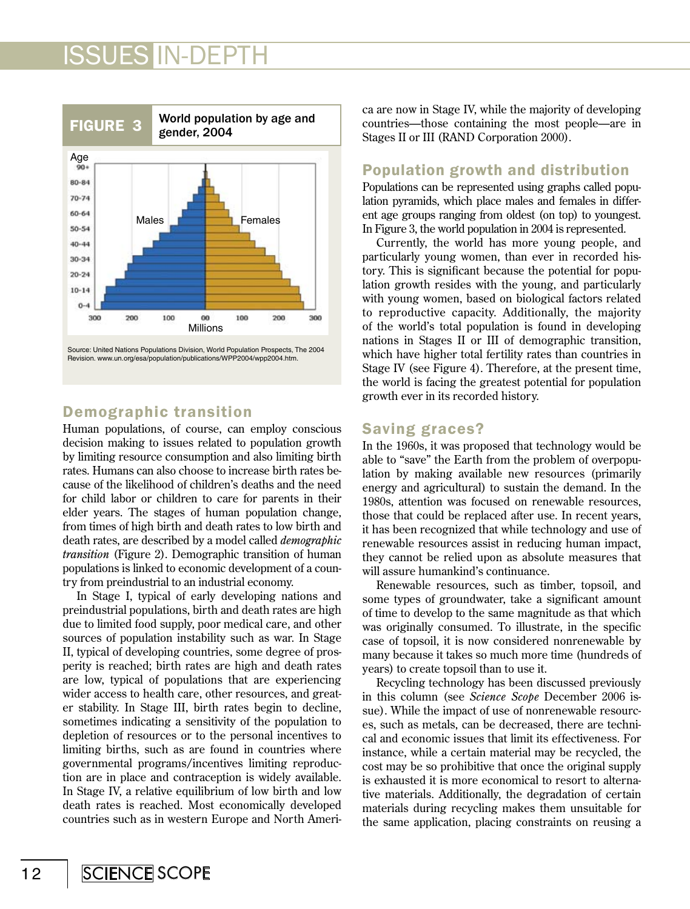**FIGURE 3** World population by age and gender, 2004

Source: United Nations Populations Division, World Population Prospects, The 2004 Revision. www.un.org/esa/population/publications/WPP2004/wpp2004.htm.

## Demographic transition

Human populations, of course, can employ conscious decision making to issues related to population growth by limiting resource consumption and also limiting birth rates. Humans can also choose to increase birth rates because of the likelihood of children's deaths and the need for child labor or children to care for parents in their elder years. The stages of human population change, from times of high birth and death rates to low birth and death rates, are described by a model called *demographic transition* (Figure 2). Demographic transition of human populations is linked to economic development of a country from preindustrial to an industrial economy.

In Stage I, typical of early developing nations and preindustrial populations, birth and death rates are high due to limited food supply, poor medical care, and other sources of population instability such as war. In Stage II, typical of developing countries, some degree of prosperity is reached; birth rates are high and death rates are low, typical of populations that are experiencing wider access to health care, other resources, and greater stability. In Stage III, birth rates begin to decline, sometimes indicating a sensitivity of the population to depletion of resources or to the personal incentives to limiting births, such as are found in countries where governmental programs/incentives limiting reproduction are in place and contraception is widely available. In Stage IV, a relative equilibrium of low birth and low death rates is reached. Most economically developed countries such as in western Europe and North America are now in Stage IV, while the majority of developing countries—those containing the most people—are in Stages II or III (RAND Corporation 2000).

## Population growth and distribution

Populations can be represented using graphs called population pyramids, which place males and females in different age groups ranging from oldest (on top) to youngest. In Figure 3, the world population in 2004 is represented.

Currently, the world has more young people, and particularly young women, than ever in recorded history. This is significant because the potential for population growth resides with the young, and particularly with young women, based on biological factors related to reproductive capacity. Additionally, the majority of the world's total population is found in developing nations in Stages II or III of demographic transition, which have higher total fertility rates than countries in Stage IV (see Figure 4). Therefore, at the present time, the world is facing the greatest potential for population growth ever in its recorded history.

## Saving graces?

In the 1960s, it was proposed that technology would be able to "save" the Earth from the problem of overpopulation by making available new resources (primarily energy and agricultural) to sustain the demand. In the 1980s, attention was focused on renewable resources, those that could be replaced after use. In recent years, it has been recognized that while technology and use of renewable resources assist in reducing human impact, they cannot be relied upon as absolute measures that will assure humankind's continuance.

Renewable resources, such as timber, topsoil, and some types of groundwater, take a significant amount of time to develop to the same magnitude as that which was originally consumed. To illustrate, in the specific case of topsoil, it is now considered nonrenewable by many because it takes so much more time (hundreds of years) to create topsoil than to use it.

Recycling technology has been discussed previously in this column (see *Science Scope* December 2006 issue). While the impact of use of nonrenewable resources, such as metals, can be decreased, there are technical and economic issues that limit its effectiveness. For instance, while a certain material may be recycled, the cost may be so prohibitive that once the original supply is exhausted it is more economical to resort to alternative materials. Additionally, the degradation of certain materials during recycling makes them unsuitable for the same application, placing constraints on reusing a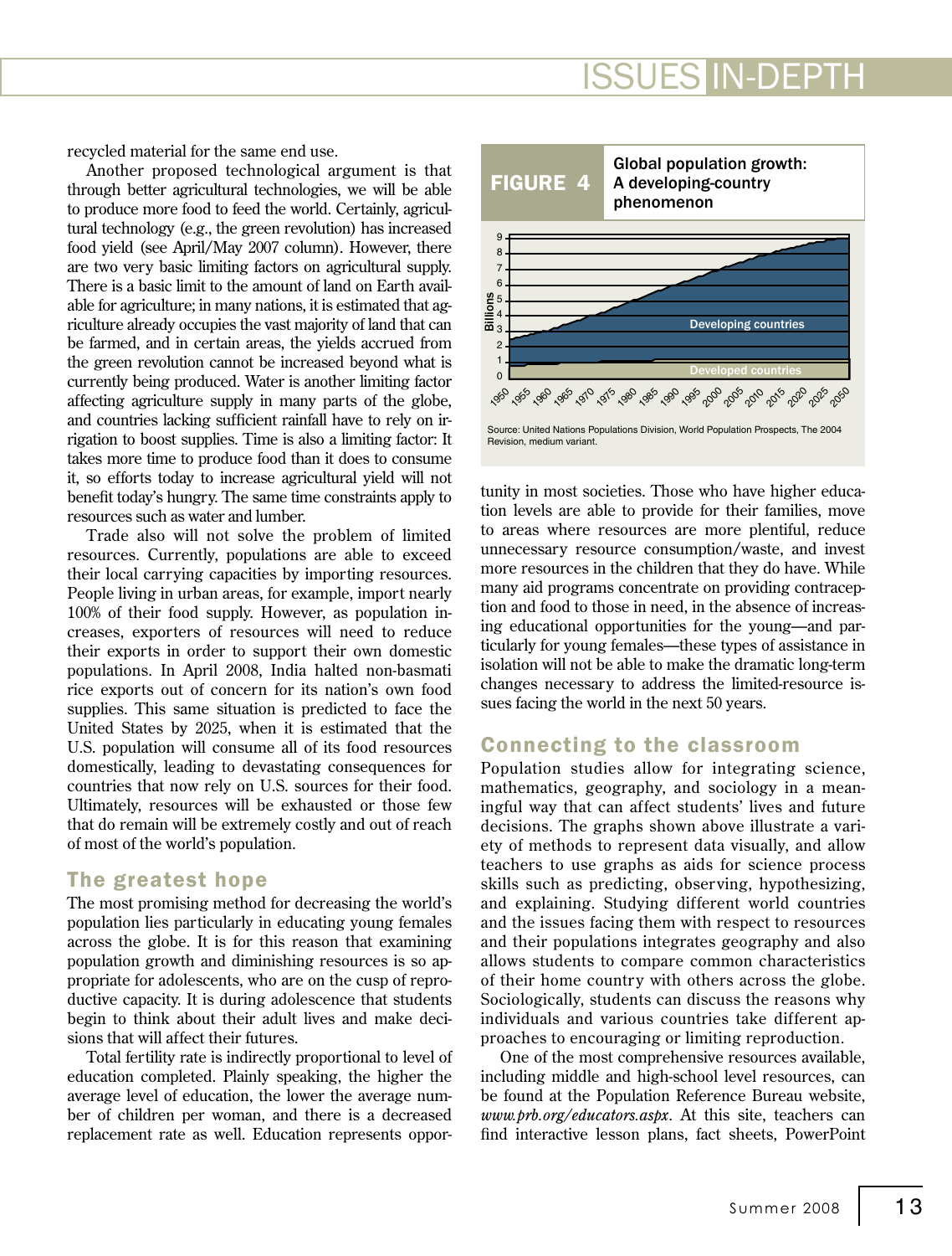recycled material for the same end use.

Another proposed technological argument is that through better agricultural technologies, we will be able to produce more food to feed the world. Certainly, agricultural technology (e.g., the green revolution) has increased food yield (see April/May 2007 column). However, there are two very basic limiting factors on agricultural supply. There is a basic limit to the amount of land on Earth available for agriculture; in many nations, it is estimated that agriculture already occupies the vast majority of land that can be farmed, and in certain areas, the yields accrued from the green revolution cannot be increased beyond what is currently being produced. Water is another limiting factor affecting agriculture supply in many parts of the globe, and countries lacking sufficient rainfall have to rely on irrigation to boost supplies. Time is also a limiting factor: It takes more time to produce food than it does to consume it, so efforts today to increase agricultural yield will not benefit today's hungry. The same time constraints apply to resources such as water and lumber.

Trade also will not solve the problem of limited resources. Currently, populations are able to exceed their local carrying capacities by importing resources. People living in urban areas, for example, import nearly 100% of their food supply. However, as population increases, exporters of resources will need to reduce their exports in order to support their own domestic populations. In April 2008, India halted non-basmati rice exports out of concern for its nation's own food supplies. This same situation is predicted to face the United States by 2025, when it is estimated that the U.S. population will consume all of its food resources domestically, leading to devastating consequences for countries that now rely on U.S. sources for their food. Ultimately, resources will be exhausted or those few that do remain will be extremely costly and out of reach of most of the world's population.

## The greatest hope

The most promising method for decreasing the world's population lies particularly in educating young females across the globe. It is for this reason that examining population growth and diminishing resources is so appropriate for adolescents, who are on the cusp of reproductive capacity. It is during adolescence that students begin to think about their adult lives and make decisions that will affect their futures.

Total fertility rate is indirectly proportional to level of education completed. Plainly speaking, the higher the average level of education, the lower the average number of children per woman, and there is a decreased replacement rate as well. Education represents opportunity in most societies. Those who have higher education levels are able to provide for their families, move to areas where resources are more plentiful, reduce unnecessary resource consumption/waste, and invest more resources in the children that they do have. While many aid programs concentrate on providing contraception and food to those in need, in the absence of increasing educational opportunities for the young—and particularly for young females—these types of assistance in isolation will not be able to make the dramatic long-term changes necessary to address the limited-resource issues facing the world in the next 50 years.

**FIGURE 4** Global population growth: A developing-country phenomenon

Source: United Nations Populations Division, World Population Prospects, The 2004 Revision, medium variant.

## Connecting to the classroom

Population studies allow for integrating science, mathematics, geography, and sociology in a meaningful way that can affect students' lives and future decisions. The graphs shown above illustrate a variety of methods to represent data visually, and allow teachers to use graphs as aids for science process skills such as predicting, observing, hypothesizing, and explaining. Studying different world countries and the issues facing them with respect to resources and their populations integrates geography and also allows students to compare common characteristics of their home country with others across the globe. Sociologically, students can discuss the reasons why individuals and various countries take different approaches to encouraging or limiting reproduction.

One of the most comprehensive resources available, including middle and high-school level resources, can be found at the Population Reference Bureau website, *www.prb.org/educators.aspx*. At this site, teachers can find interactive lesson plans, fact sheets, PowerPoint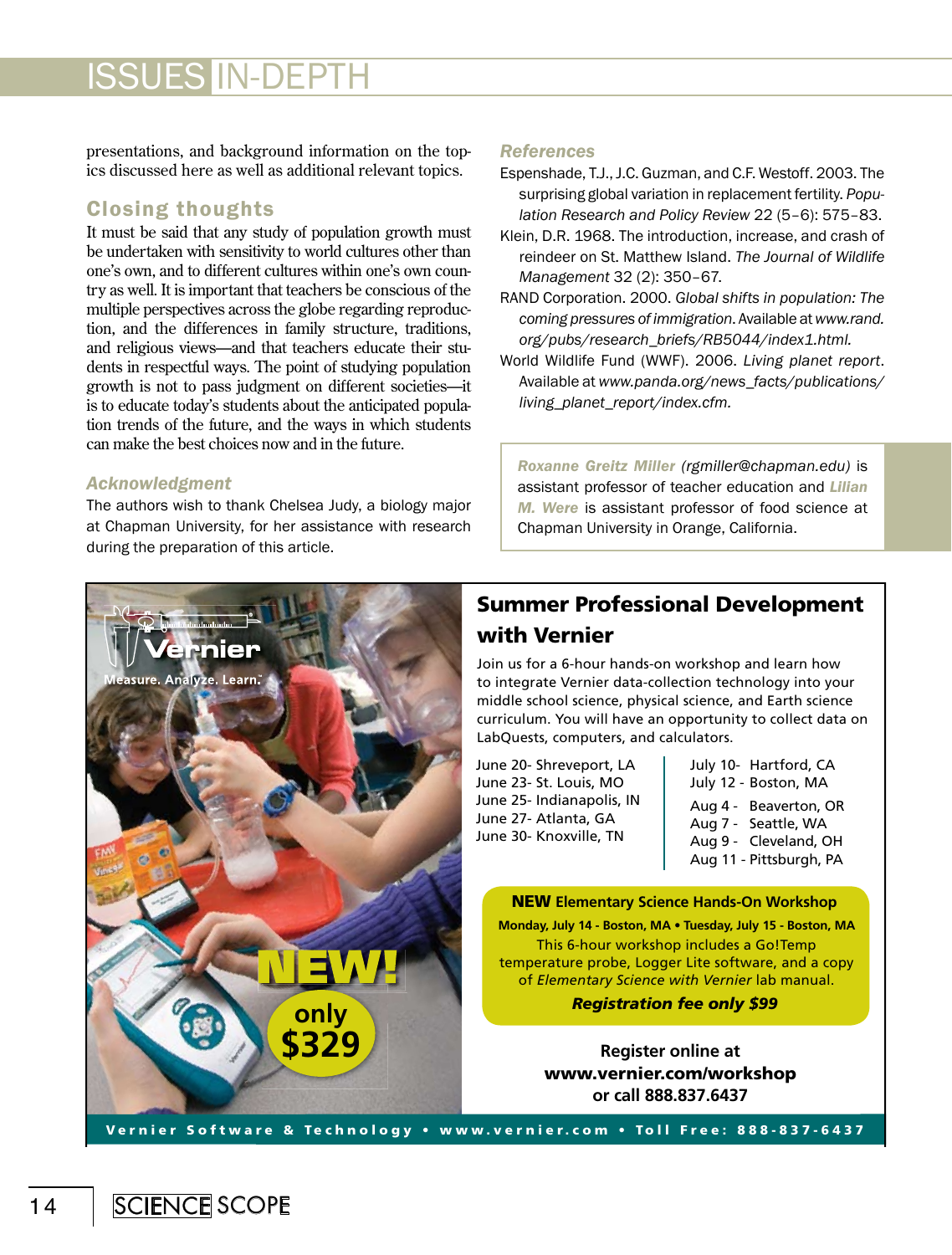presentations, and background information on the topics discussed here as well as additional relevant topics.

## Closing thoughts

It must be said that any study of population growth must be undertaken with sensitivity to world cultures other than one's own, and to different cultures within one's own country as well. It is important that teachers be conscious of the multiple perspectives across the globe regarding reproduction, and the differences in family structure, traditions, and religious views—and that teachers educate their students in respectful ways. The point of studying population growth is not to pass judgment on different societies—it is to educate today's students about the anticipated population trends of the future, and the ways in which students can make the best choices now and in the future.

### *Acknowledgment*

The authors wish to thank Chelsea Judy, a biology major at Chapman University, for her assistance with research during the preparation of this article.

### *References*

Espenshade, T.J., J.C. Guzman, and C.F. Westoff. 2003. The surprising global variation in replacement fertility. *Population Research and Policy Review* 22 (5–6): 575–83.

Klein, D.R. 1968. The introduction, increase, and crash of reindeer on St. Matthew Island. *The Journal of Wildlife Management* 32 (2): 350–67.

RAND Corporation. 2000. *Global shifts in population: The coming pressures of immigration*. Available at *www.rand.org/pubs/research_briefs/RB5044/index1.html.*

World Wildlife Fund (WWF). 2006. *Living planet report*. Available at *www.panda.org/news_facts/publications/living_planet_report/index.cfm.*

***Roxanne Greitz Miller*** *(rgmiller@chapman.edu)* is assistant professor of teacher education and ***Lilian M. Were*** is assistant professor of food science at Chapman University in Orange, California.

---

Vernier

Measure. Analyze. Learn.™

NEW! only $329

## Summer Professional Development with Vernier

Join us for a 6-hour hands-on workshop and learn how to integrate Vernier data-collection technology into your middle school science, physical science, and Earth science curriculum. You will have an opportunity to collect data on LabQuests, computers, and calculators.

June 20- Shreveport, LA
June 23- St. Louis, MO
June 25- Indianapolis, IN
June 27- Atlanta, GA
June 30- Knoxville, TN

July 10- Hartford, CA
July 12 - Boston, MA
Aug 4 - Beaverton, OR
Aug 7 - Seattle, WA
Aug 9 - Cleveland, OH
Aug 11 - Pittsburgh, PA

**NEW Elementary Science Hands-On Workshop**

**Monday, July 14 - Boston, MA • Tuesday, July 15 - Boston, MA**

This 6-hour workshop includes a Go!Temp temperature probe, Logger Lite software, and a copy of *Elementary Science with Vernier* lab manual.

***Registration fee only $99***

**Register online at www.vernier.com/workshop or call 888.837.6437**

**Vernier Software & Technology • www.vernier.com • Toll Free: 888-837-6437**